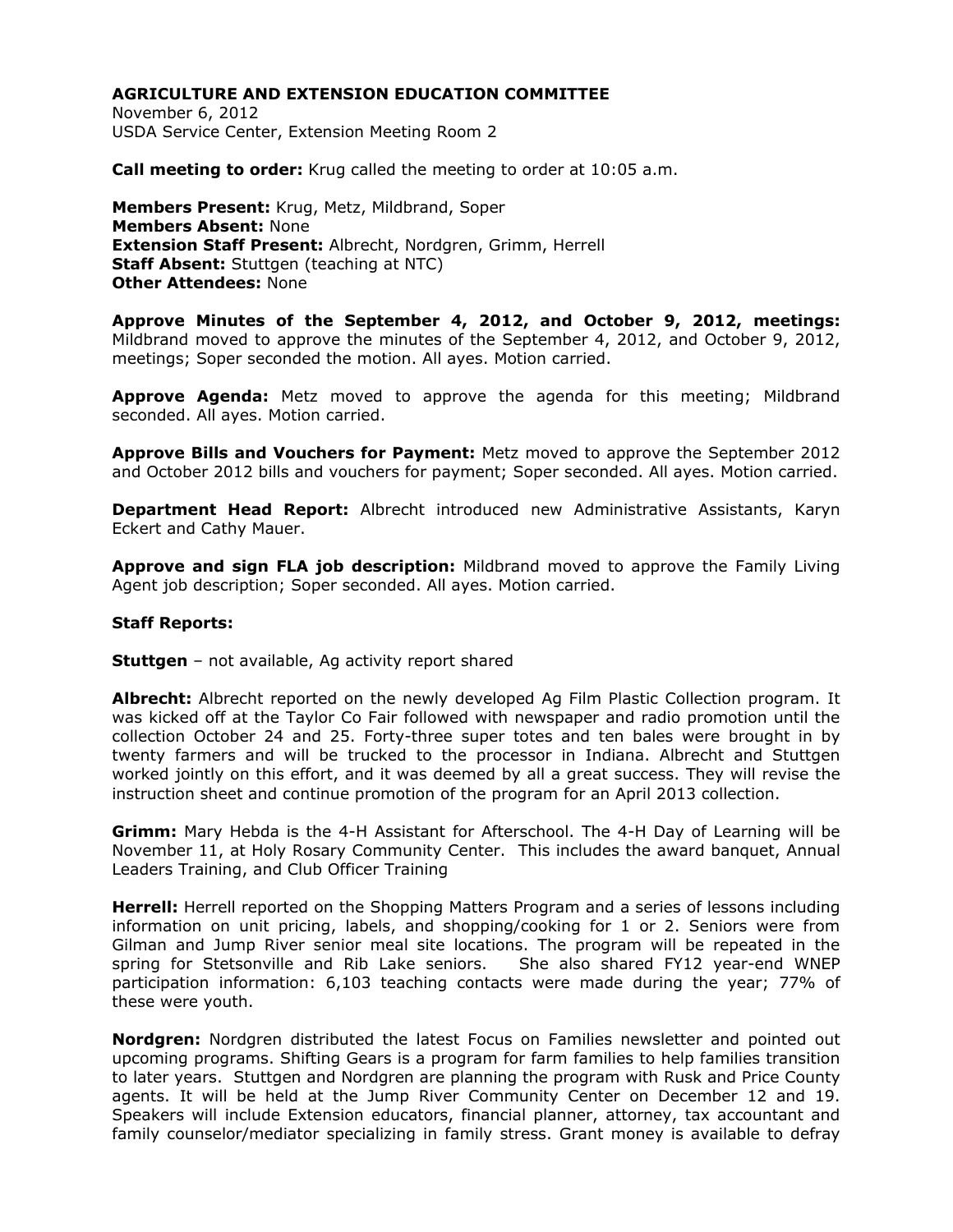# AGRICULTURE AND EXTENSION EDUCATION COMMITTEE

November 6, 2012
USDA Service Center, Extension Meeting Room 2

**Call meeting to order:** Krug called the meeting to order at 10:05 a.m.

**Members Present:** Krug, Metz, Mildbrand, Soper
**Members Absent:** None
**Extension Staff Present:** Albrecht, Nordgren, Grimm, Herrell
**Staff Absent:** Stuttgen (teaching at NTC)
**Other Attendees:** None

**Approve Minutes of the September 4, 2012, and October 9, 2012, meetings:** Mildbrand moved to approve the minutes of the September 4, 2012, and October 9, 2012, meetings; Soper seconded the motion. All ayes. Motion carried.

**Approve Agenda:** Metz moved to approve the agenda for this meeting; Mildbrand seconded. All ayes. Motion carried.

**Approve Bills and Vouchers for Payment:** Metz moved to approve the September 2012 and October 2012 bills and vouchers for payment; Soper seconded. All ayes. Motion carried.

**Department Head Report:** Albrecht introduced new Administrative Assistants, Karyn Eckert and Cathy Mauer.

**Approve and sign FLA job description:** Mildbrand moved to approve the Family Living Agent job description; Soper seconded. All ayes. Motion carried.

**Staff Reports:**

**Stuttgen** – not available, Ag activity report shared

**Albrecht:** Albrecht reported on the newly developed Ag Film Plastic Collection program. It was kicked off at the Taylor Co Fair followed with newspaper and radio promotion until the collection October 24 and 25. Forty-three super totes and ten bales were brought in by twenty farmers and will be trucked to the processor in Indiana. Albrecht and Stuttgen worked jointly on this effort, and it was deemed by all a great success. They will revise the instruction sheet and continue promotion of the program for an April 2013 collection.

**Grimm:** Mary Hebda is the 4-H Assistant for Afterschool. The 4-H Day of Learning will be November 11, at Holy Rosary Community Center. This includes the award banquet, Annual Leaders Training, and Club Officer Training

**Herrell:** Herrell reported on the Shopping Matters Program and a series of lessons including information on unit pricing, labels, and shopping/cooking for 1 or 2. Seniors were from Gilman and Jump River senior meal site locations. The program will be repeated in the spring for Stetsonville and Rib Lake seniors. She also shared FY12 year-end WNEP participation information: 6,103 teaching contacts were made during the year; 77% of these were youth.

**Nordgren:** Nordgren distributed the latest Focus on Families newsletter and pointed out upcoming programs. Shifting Gears is a program for farm families to help families transition to later years. Stuttgen and Nordgren are planning the program with Rusk and Price County agents. It will be held at the Jump River Community Center on December 12 and 19. Speakers will include Extension educators, financial planner, attorney, tax accountant and family counselor/mediator specializing in family stress. Grant money is available to defray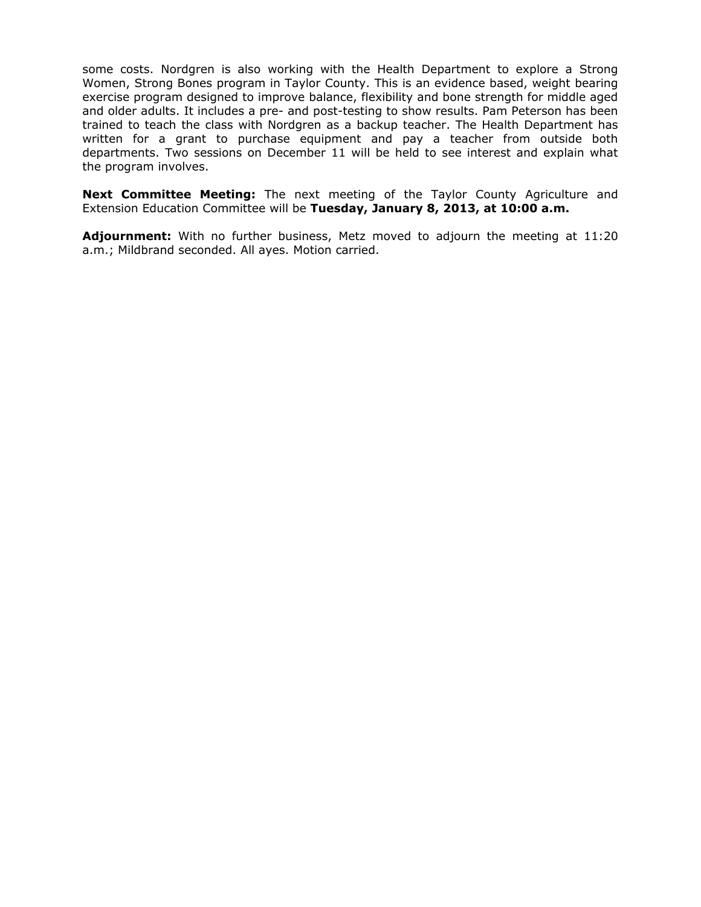some costs. Nordgren is also working with the Health Department to explore a Strong Women, Strong Bones program in Taylor County. This is an evidence based, weight bearing exercise program designed to improve balance, flexibility and bone strength for middle aged and older adults. It includes a pre- and post-testing to show results. Pam Peterson has been trained to teach the class with Nordgren as a backup teacher. The Health Department has written for a grant to purchase equipment and pay a teacher from outside both departments. Two sessions on December 11 will be held to see interest and explain what the program involves.

**Next Committee Meeting:** The next meeting of the Taylor County Agriculture and Extension Education Committee will be **Tuesday, January 8, 2013, at 10:00 a.m.**

**Adjournment:** With no further business, Metz moved to adjourn the meeting at 11:20 a.m.; Mildbrand seconded. All ayes. Motion carried.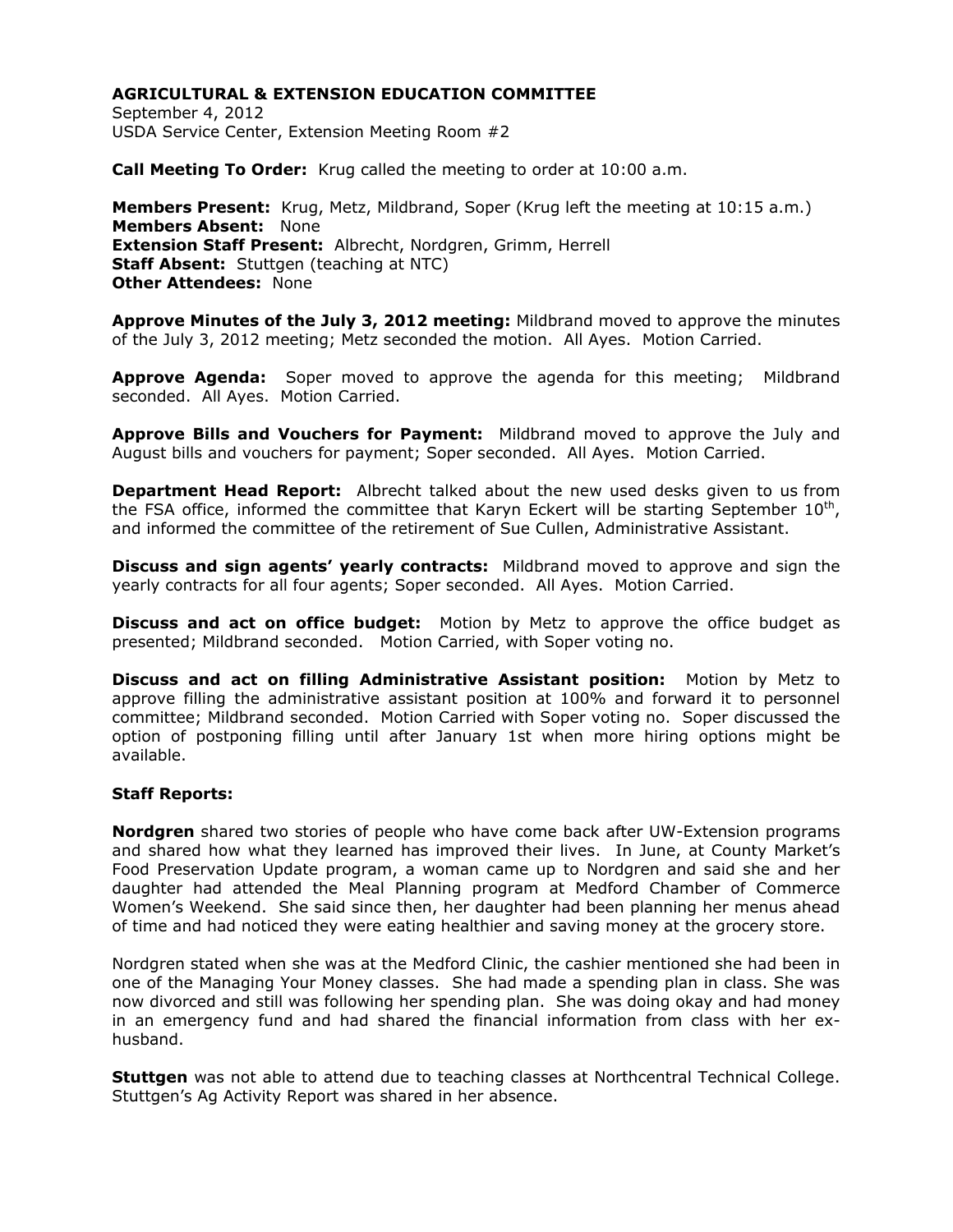**AGRICULTURAL & EXTENSION EDUCATION COMMITTEE**
September 4, 2012
USDA Service Center, Extension Meeting Room #2

**Call Meeting To Order:** Krug called the meeting to order at 10:00 a.m.

**Members Present:** Krug, Metz, Mildbrand, Soper (Krug left the meeting at 10:15 a.m.)
**Members Absent:** None
**Extension Staff Present:** Albrecht, Nordgren, Grimm, Herrell
**Staff Absent:** Stuttgen (teaching at NTC)
**Other Attendees:** None

**Approve Minutes of the July 3, 2012 meeting:** Mildbrand moved to approve the minutes of the July 3, 2012 meeting; Metz seconded the motion. All Ayes. Motion Carried.

**Approve Agenda:** Soper moved to approve the agenda for this meeting; Mildbrand seconded. All Ayes. Motion Carried.

**Approve Bills and Vouchers for Payment:** Mildbrand moved to approve the July and August bills and vouchers for payment; Soper seconded. All Ayes. Motion Carried.

**Department Head Report:** Albrecht talked about the new used desks given to us from the FSA office, informed the committee that Karyn Eckert will be starting September 10th, and informed the committee of the retirement of Sue Cullen, Administrative Assistant.

**Discuss and sign agents' yearly contracts:** Mildbrand moved to approve and sign the yearly contracts for all four agents; Soper seconded. All Ayes. Motion Carried.

**Discuss and act on office budget:** Motion by Metz to approve the office budget as presented; Mildbrand seconded. Motion Carried, with Soper voting no.

**Discuss and act on filling Administrative Assistant position:** Motion by Metz to approve filling the administrative assistant position at 100% and forward it to personnel committee; Mildbrand seconded. Motion Carried with Soper voting no. Soper discussed the option of postponing filling until after January 1st when more hiring options might be available.

**Staff Reports:**

**Nordgren** shared two stories of people who have come back after UW-Extension programs and shared how what they learned has improved their lives. In June, at County Market's Food Preservation Update program, a woman came up to Nordgren and said she and her daughter had attended the Meal Planning program at Medford Chamber of Commerce Women's Weekend. She said since then, her daughter had been planning her menus ahead of time and had noticed they were eating healthier and saving money at the grocery store.

Nordgren stated when she was at the Medford Clinic, the cashier mentioned she had been in one of the Managing Your Money classes. She had made a spending plan in class. She was now divorced and still was following her spending plan. She was doing okay and had money in an emergency fund and had shared the financial information from class with her ex-husband.

**Stuttgen** was not able to attend due to teaching classes at Northcentral Technical College. Stuttgen's Ag Activity Report was shared in her absence.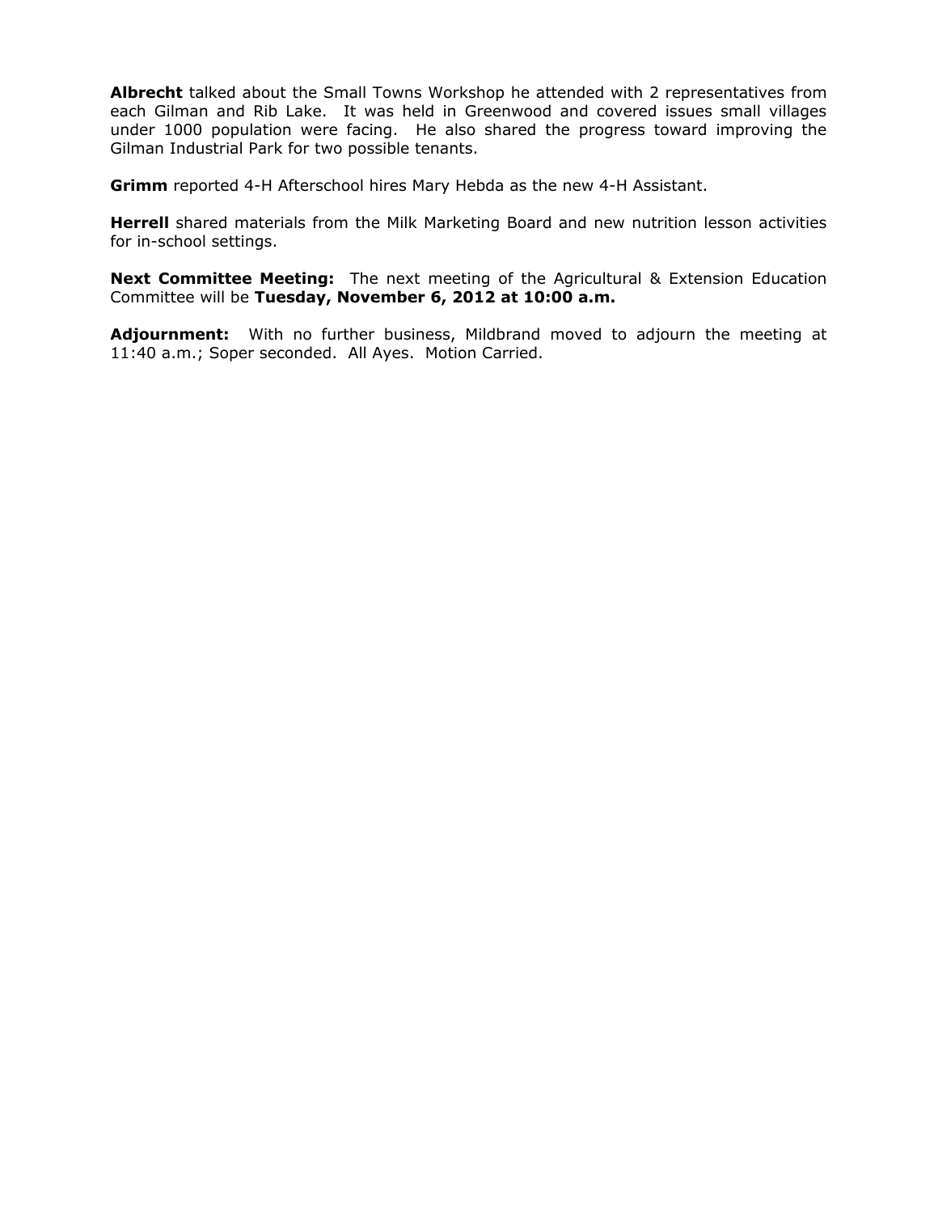**Albrecht** talked about the Small Towns Workshop he attended with 2 representatives from each Gilman and Rib Lake. It was held in Greenwood and covered issues small villages under 1000 population were facing. He also shared the progress toward improving the Gilman Industrial Park for two possible tenants.

**Grimm** reported 4-H Afterschool hires Mary Hebda as the new 4-H Assistant.

**Herrell** shared materials from the Milk Marketing Board and new nutrition lesson activities for in-school settings.

**Next Committee Meeting:** The next meeting of the Agricultural & Extension Education Committee will be **Tuesday, November 6, 2012 at 10:00 a.m.**

**Adjournment:** With no further business, Mildbrand moved to adjourn the meeting at 11:40 a.m.; Soper seconded. All Ayes. Motion Carried.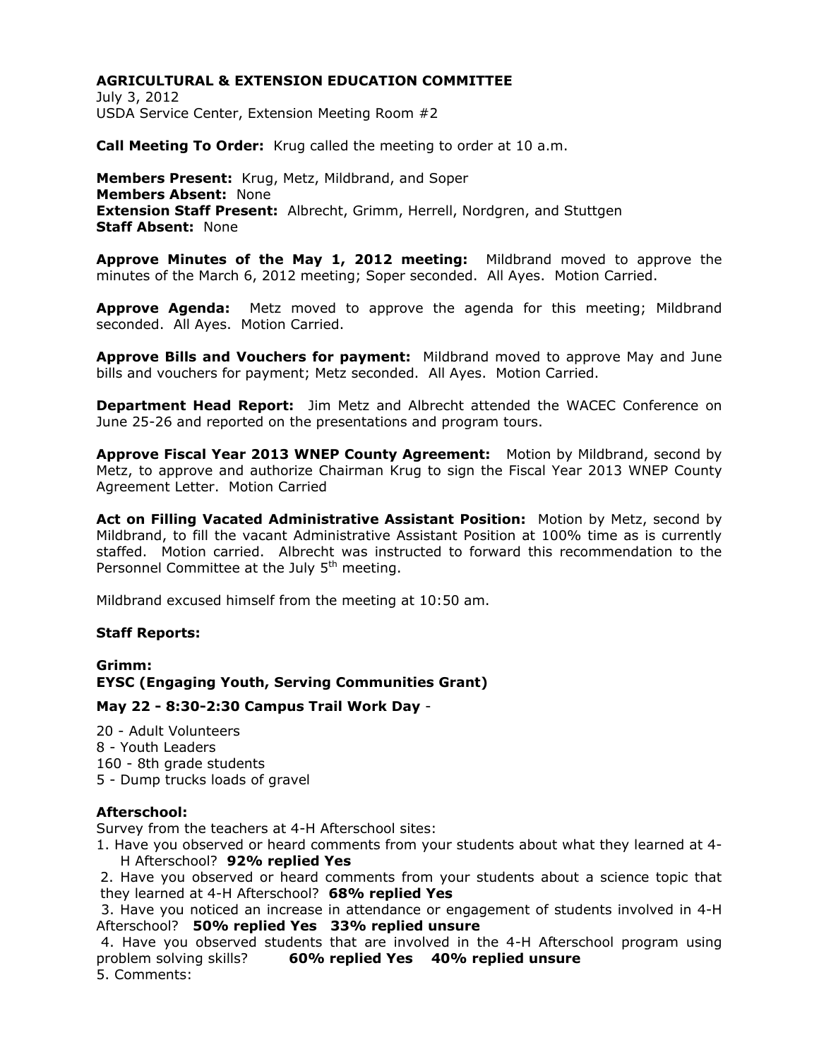**AGRICULTURAL & EXTENSION EDUCATION COMMITTEE**
July 3, 2012
USDA Service Center, Extension Meeting Room #2

**Call Meeting To Order:** Krug called the meeting to order at 10 a.m.

**Members Present:** Krug, Metz, Mildbrand, and Soper
**Members Absent:** None
**Extension Staff Present:** Albrecht, Grimm, Herrell, Nordgren, and Stuttgen
**Staff Absent:** None

**Approve Minutes of the May 1, 2012 meeting:** Mildbrand moved to approve the minutes of the March 6, 2012 meeting; Soper seconded. All Ayes. Motion Carried.

**Approve Agenda:** Metz moved to approve the agenda for this meeting; Mildbrand seconded. All Ayes. Motion Carried.

**Approve Bills and Vouchers for payment:** Mildbrand moved to approve May and June bills and vouchers for payment; Metz seconded. All Ayes. Motion Carried.

**Department Head Report:** Jim Metz and Albrecht attended the WACEC Conference on June 25-26 and reported on the presentations and program tours.

**Approve Fiscal Year 2013 WNEP County Agreement:** Motion by Mildbrand, second by Metz, to approve and authorize Chairman Krug to sign the Fiscal Year 2013 WNEP County Agreement Letter. Motion Carried

**Act on Filling Vacated Administrative Assistant Position:** Motion by Metz, second by Mildbrand, to fill the vacant Administrative Assistant Position at 100% time as is currently staffed. Motion carried. Albrecht was instructed to forward this recommendation to the Personnel Committee at the July 5th meeting.

Mildbrand excused himself from the meeting at 10:50 am.

**Staff Reports:**

**Grimm:**
**EYSC (Engaging Youth, Serving Communities Grant)**

**May 22 - 8:30-2:30 Campus Trail Work Day** -

20 - Adult Volunteers
8 - Youth Leaders
160 - 8th grade students
5 - Dump trucks loads of gravel

**Afterschool:**
Survey from the teachers at 4-H Afterschool sites:

1. Have you observed or heard comments from your students about what they learned at 4-H Afterschool? **92% replied Yes**
2. Have you observed or heard comments from your students about a science topic that they learned at 4-H Afterschool? **68% replied Yes**
3. Have you noticed an increase in attendance or engagement of students involved in 4-H Afterschool? **50% replied Yes 33% replied unsure**
4. Have you observed students that are involved in the 4-H Afterschool program using problem solving skills? **60% replied Yes 40% replied unsure**
5. Comments: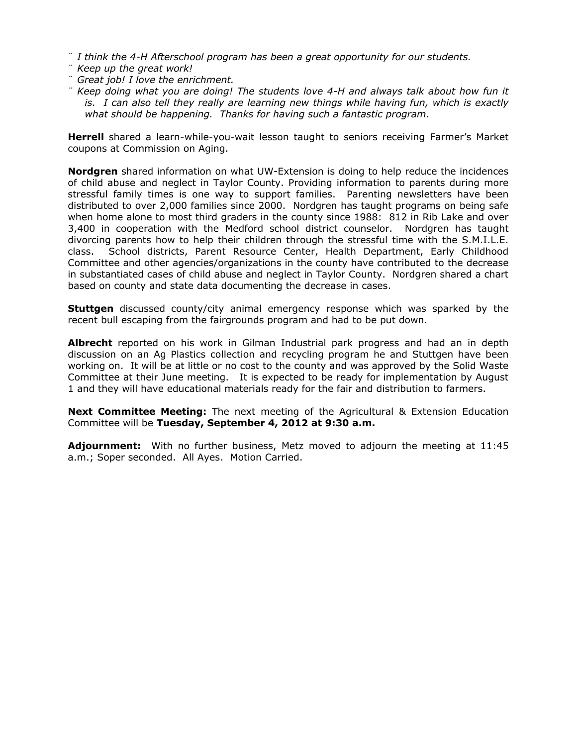- *I think the 4-H Afterschool program has been a great opportunity for our students.*
- *Keep up the great work!*
- *Great job! I love the enrichment.*
- *Keep doing what you are doing! The students love 4-H and always talk about how fun it is. I can also tell they really are learning new things while having fun, which is exactly what should be happening. Thanks for having such a fantastic program.*

**Herrell** shared a learn-while-you-wait lesson taught to seniors receiving Farmer's Market coupons at Commission on Aging.

**Nordgren** shared information on what UW-Extension is doing to help reduce the incidences of child abuse and neglect in Taylor County. Providing information to parents during more stressful family times is one way to support families. Parenting newsletters have been distributed to over 2,000 families since 2000. Nordgren has taught programs on being safe when home alone to most third graders in the county since 1988: 812 in Rib Lake and over 3,400 in cooperation with the Medford school district counselor. Nordgren has taught divorcing parents how to help their children through the stressful time with the S.M.I.L.E. class. School districts, Parent Resource Center, Health Department, Early Childhood Committee and other agencies/organizations in the county have contributed to the decrease in substantiated cases of child abuse and neglect in Taylor County. Nordgren shared a chart based on county and state data documenting the decrease in cases.

**Stuttgen** discussed county/city animal emergency response which was sparked by the recent bull escaping from the fairgrounds program and had to be put down.

**Albrecht** reported on his work in Gilman Industrial park progress and had an in depth discussion on an Ag Plastics collection and recycling program he and Stuttgen have been working on. It will be at little or no cost to the county and was approved by the Solid Waste Committee at their June meeting. It is expected to be ready for implementation by August 1 and they will have educational materials ready for the fair and distribution to farmers.

**Next Committee Meeting:** The next meeting of the Agricultural & Extension Education Committee will be **Tuesday, September 4, 2012 at 9:30 a.m.**

**Adjournment:** With no further business, Metz moved to adjourn the meeting at 11:45 a.m.; Soper seconded. All Ayes. Motion Carried.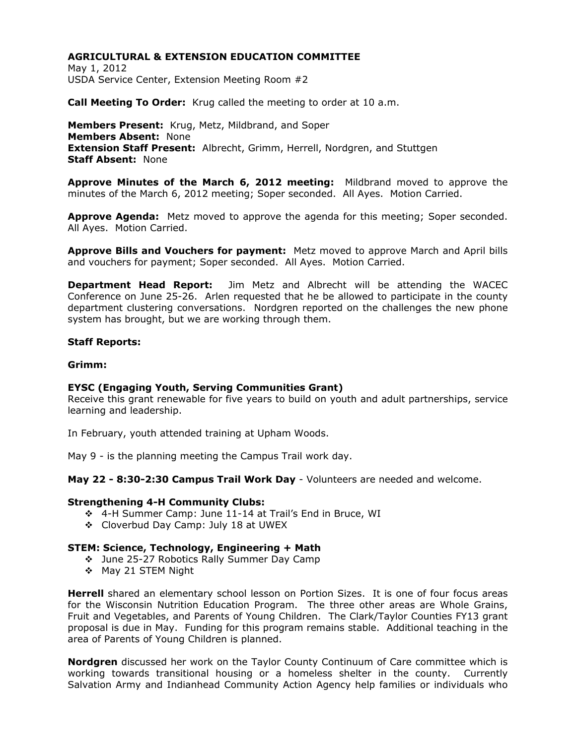**AGRICULTURAL & EXTENSION EDUCATION COMMITTEE**
May 1, 2012
USDA Service Center, Extension Meeting Room #2

**Call Meeting To Order:** Krug called the meeting to order at 10 a.m.

**Members Present:** Krug, Metz, Mildbrand, and Soper
**Members Absent:** None
**Extension Staff Present:** Albrecht, Grimm, Herrell, Nordgren, and Stuttgen
**Staff Absent:** None

**Approve Minutes of the March 6, 2012 meeting:** Mildbrand moved to approve the minutes of the March 6, 2012 meeting; Soper seconded. All Ayes. Motion Carried.

**Approve Agenda:** Metz moved to approve the agenda for this meeting; Soper seconded. All Ayes. Motion Carried.

**Approve Bills and Vouchers for payment:** Metz moved to approve March and April bills and vouchers for payment; Soper seconded. All Ayes. Motion Carried.

**Department Head Report:** Jim Metz and Albrecht will be attending the WACEC Conference on June 25-26. Arlen requested that he be allowed to participate in the county department clustering conversations. Nordgren reported on the challenges the new phone system has brought, but we are working through them.

**Staff Reports:**

**Grimm:**

**EYSC (Engaging Youth, Serving Communities Grant)**
Receive this grant renewable for five years to build on youth and adult partnerships, service learning and leadership.

In February, youth attended training at Upham Woods.

May 9 - is the planning meeting the Campus Trail work day.

**May 22 - 8:30-2:30 Campus Trail Work Day** - Volunteers are needed and welcome.

**Strengthening 4-H Community Clubs:**

- 4-H Summer Camp: June 11-14 at Trail's End in Bruce, WI
- Cloverbud Day Camp: July 18 at UWEX

**STEM: Science, Technology, Engineering + Math**

- June 25-27 Robotics Rally Summer Day Camp
- May 21 STEM Night

**Herrell** shared an elementary school lesson on Portion Sizes. It is one of four focus areas for the Wisconsin Nutrition Education Program. The three other areas are Whole Grains, Fruit and Vegetables, and Parents of Young Children. The Clark/Taylor Counties FY13 grant proposal is due in May. Funding for this program remains stable. Additional teaching in the area of Parents of Young Children is planned.

**Nordgren** discussed her work on the Taylor County Continuum of Care committee which is working towards transitional housing or a homeless shelter in the county. Currently Salvation Army and Indianhead Community Action Agency help families or individuals who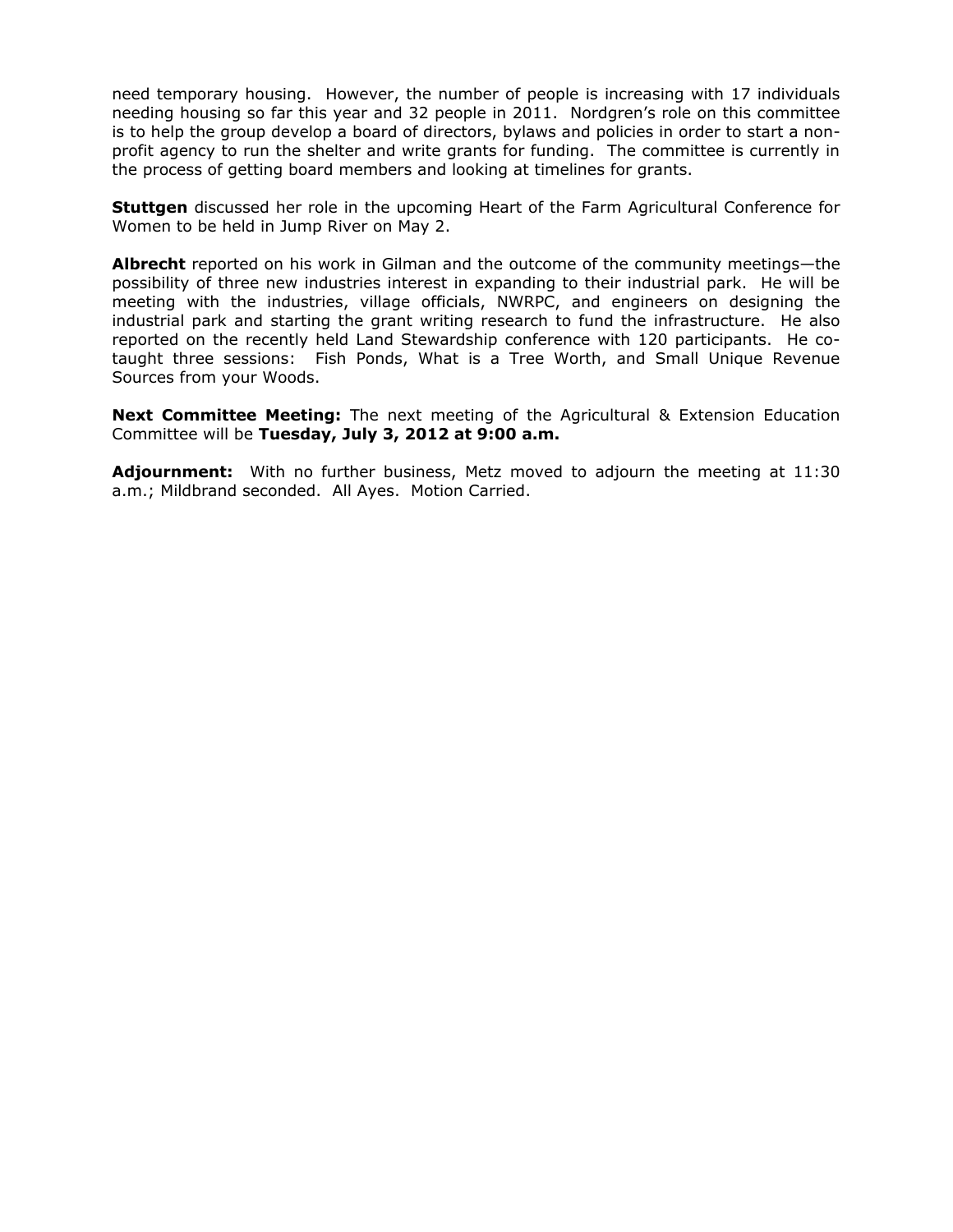need temporary housing. However, the number of people is increasing with 17 individuals needing housing so far this year and 32 people in 2011. Nordgren's role on this committee is to help the group develop a board of directors, bylaws and policies in order to start a non-profit agency to run the shelter and write grants for funding. The committee is currently in the process of getting board members and looking at timelines for grants.

**Stuttgen** discussed her role in the upcoming Heart of the Farm Agricultural Conference for Women to be held in Jump River on May 2.

**Albrecht** reported on his work in Gilman and the outcome of the community meetings—the possibility of three new industries interest in expanding to their industrial park. He will be meeting with the industries, village officials, NWRPC, and engineers on designing the industrial park and starting the grant writing research to fund the infrastructure. He also reported on the recently held Land Stewardship conference with 120 participants. He co-taught three sessions: Fish Ponds, What is a Tree Worth, and Small Unique Revenue Sources from your Woods.

**Next Committee Meeting:** The next meeting of the Agricultural & Extension Education Committee will be **Tuesday, July 3, 2012 at 9:00 a.m.**

**Adjournment:** With no further business, Metz moved to adjourn the meeting at 11:30 a.m.; Mildbrand seconded. All Ayes. Motion Carried.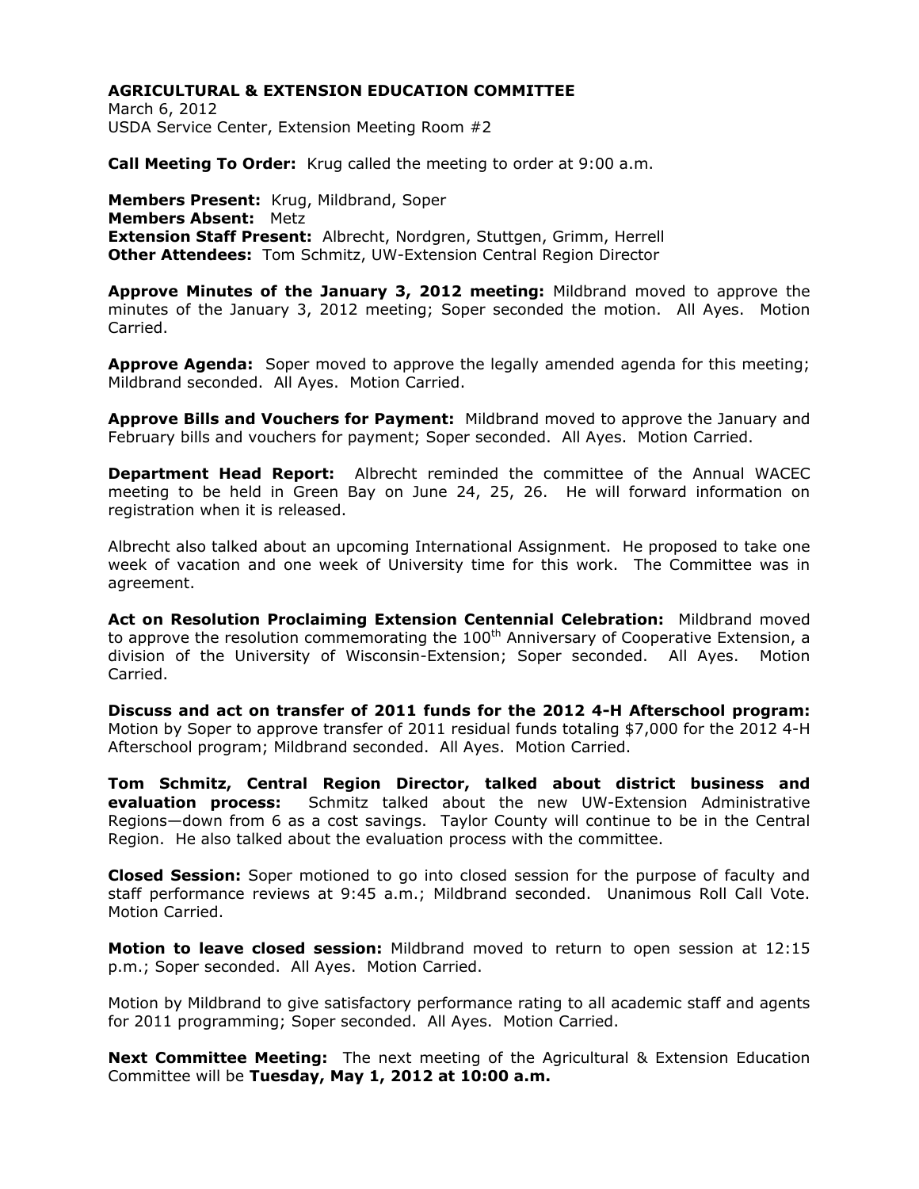**AGRICULTURAL & EXTENSION EDUCATION COMMITTEE**
March 6, 2012
USDA Service Center, Extension Meeting Room #2

**Call Meeting To Order:** Krug called the meeting to order at 9:00 a.m.

**Members Present:** Krug, Mildbrand, Soper
**Members Absent:** Metz
**Extension Staff Present:** Albrecht, Nordgren, Stuttgen, Grimm, Herrell
**Other Attendees:** Tom Schmitz, UW-Extension Central Region Director

**Approve Minutes of the January 3, 2012 meeting:** Mildbrand moved to approve the minutes of the January 3, 2012 meeting; Soper seconded the motion. All Ayes. Motion Carried.

**Approve Agenda:** Soper moved to approve the legally amended agenda for this meeting; Mildbrand seconded. All Ayes. Motion Carried.

**Approve Bills and Vouchers for Payment:** Mildbrand moved to approve the January and February bills and vouchers for payment; Soper seconded. All Ayes. Motion Carried.

**Department Head Report:** Albrecht reminded the committee of the Annual WACEC meeting to be held in Green Bay on June 24, 25, 26. He will forward information on registration when it is released.

Albrecht also talked about an upcoming International Assignment. He proposed to take one week of vacation and one week of University time for this work. The Committee was in agreement.

**Act on Resolution Proclaiming Extension Centennial Celebration:** Mildbrand moved to approve the resolution commemorating the 100th Anniversary of Cooperative Extension, a division of the University of Wisconsin-Extension; Soper seconded. All Ayes. Motion Carried.

**Discuss and act on transfer of 2011 funds for the 2012 4-H Afterschool program:** Motion by Soper to approve transfer of 2011 residual funds totaling $7,000 for the 2012 4-H Afterschool program; Mildbrand seconded. All Ayes. Motion Carried.

**Tom Schmitz, Central Region Director, talked about district business and evaluation process:** Schmitz talked about the new UW-Extension Administrative Regions—down from 6 as a cost savings. Taylor County will continue to be in the Central Region. He also talked about the evaluation process with the committee.

**Closed Session:** Soper motioned to go into closed session for the purpose of faculty and staff performance reviews at 9:45 a.m.; Mildbrand seconded. Unanimous Roll Call Vote. Motion Carried.

**Motion to leave closed session:** Mildbrand moved to return to open session at 12:15 p.m.; Soper seconded. All Ayes. Motion Carried.

Motion by Mildbrand to give satisfactory performance rating to all academic staff and agents for 2011 programming; Soper seconded. All Ayes. Motion Carried.

**Next Committee Meeting:** The next meeting of the Agricultural & Extension Education Committee will be **Tuesday, May 1, 2012 at 10:00 a.m.**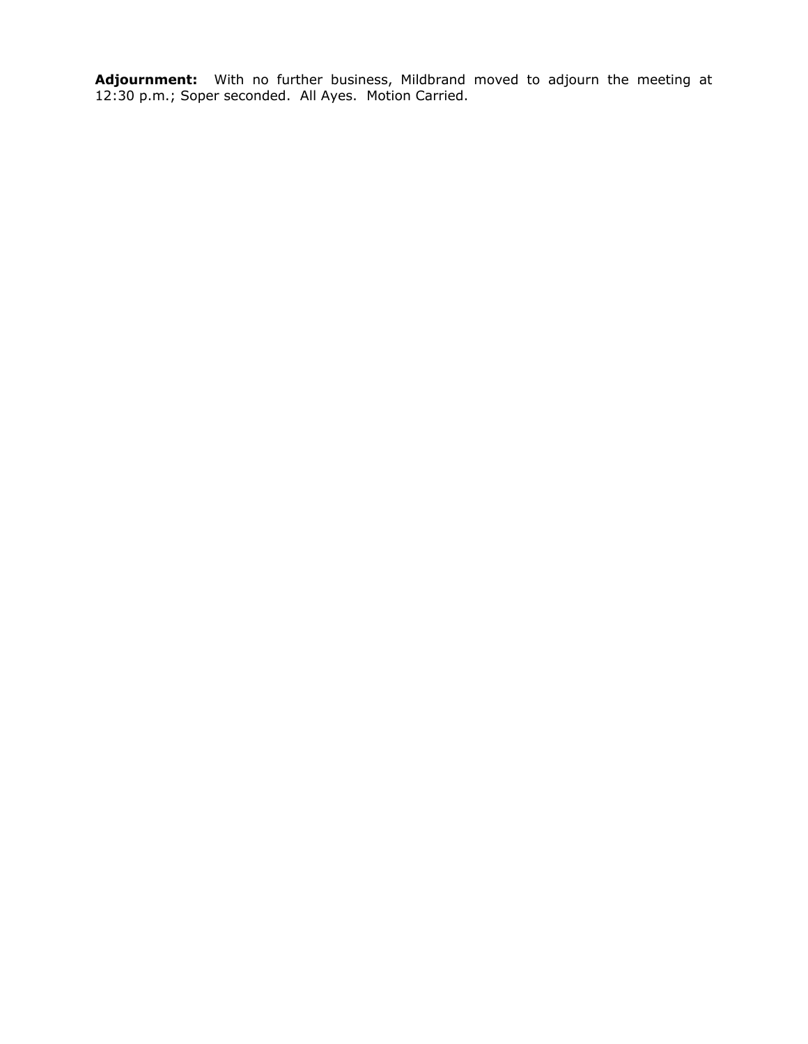**Adjournment:** With no further business, Mildbrand moved to adjourn the meeting at 12:30 p.m.; Soper seconded. All Ayes. Motion Carried.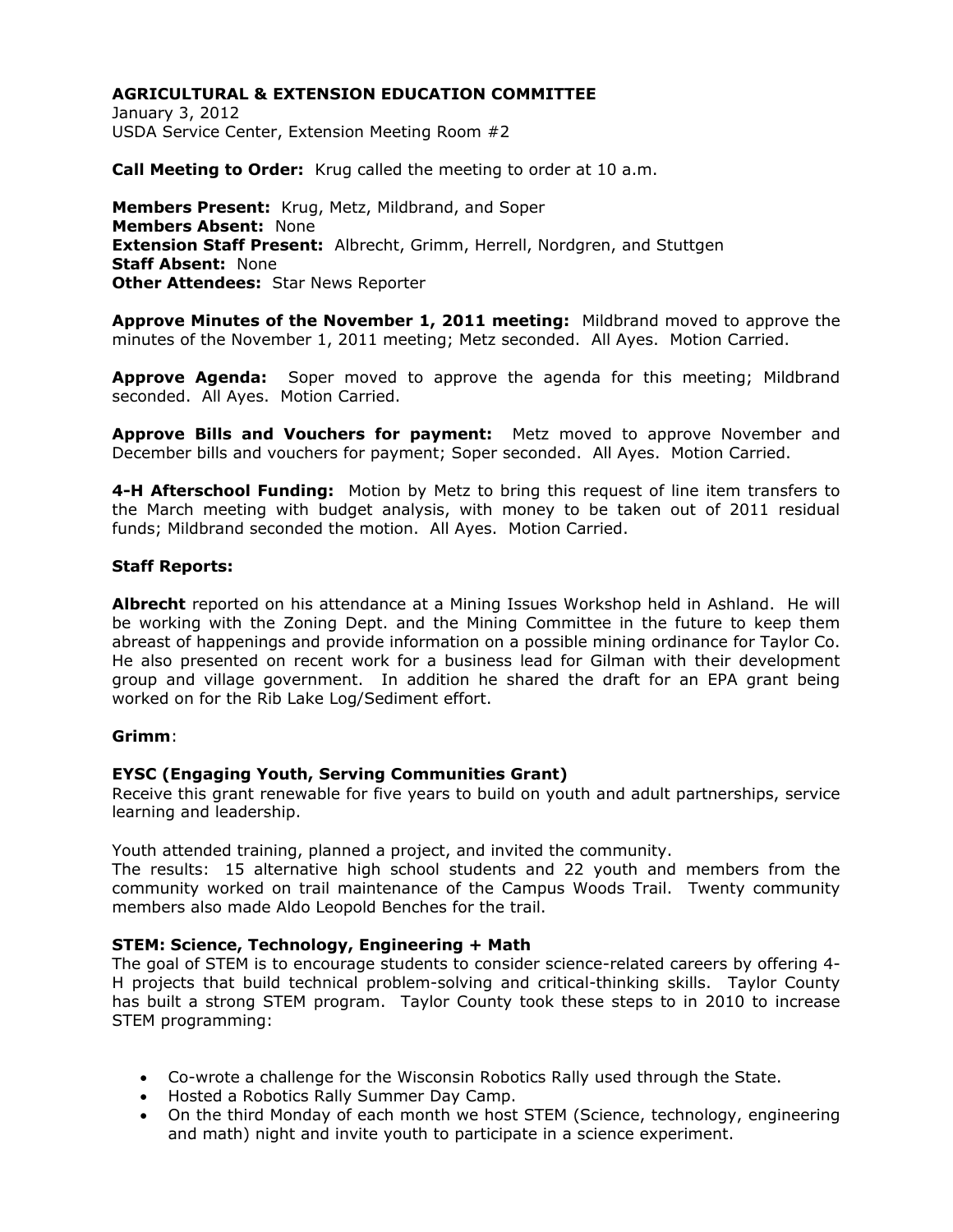**AGRICULTURAL & EXTENSION EDUCATION COMMITTEE**
January 3, 2012
USDA Service Center, Extension Meeting Room #2

**Call Meeting to Order:** Krug called the meeting to order at 10 a.m.

**Members Present:** Krug, Metz, Mildbrand, and Soper
**Members Absent:** None
**Extension Staff Present:** Albrecht, Grimm, Herrell, Nordgren, and Stuttgen
**Staff Absent:** None
**Other Attendees:** Star News Reporter

**Approve Minutes of the November 1, 2011 meeting:** Mildbrand moved to approve the minutes of the November 1, 2011 meeting; Metz seconded. All Ayes. Motion Carried.

**Approve Agenda:** Soper moved to approve the agenda for this meeting; Mildbrand seconded. All Ayes. Motion Carried.

**Approve Bills and Vouchers for payment:** Metz moved to approve November and December bills and vouchers for payment; Soper seconded. All Ayes. Motion Carried.

**4-H Afterschool Funding:** Motion by Metz to bring this request of line item transfers to the March meeting with budget analysis, with money to be taken out of 2011 residual funds; Mildbrand seconded the motion. All Ayes. Motion Carried.

**Staff Reports:**

**Albrecht** reported on his attendance at a Mining Issues Workshop held in Ashland. He will be working with the Zoning Dept. and the Mining Committee in the future to keep them abreast of happenings and provide information on a possible mining ordinance for Taylor Co. He also presented on recent work for a business lead for Gilman with their development group and village government. In addition he shared the draft for an EPA grant being worked on for the Rib Lake Log/Sediment effort.

**Grimm**:

**EYSC (Engaging Youth, Serving Communities Grant)**
Receive this grant renewable for five years to build on youth and adult partnerships, service learning and leadership.

Youth attended training, planned a project, and invited the community.
The results: 15 alternative high school students and 22 youth and members from the community worked on trail maintenance of the Campus Woods Trail. Twenty community members also made Aldo Leopold Benches for the trail.

**STEM: Science, Technology, Engineering + Math**
The goal of STEM is to encourage students to consider science-related careers by offering 4-H projects that build technical problem-solving and critical-thinking skills. Taylor County has built a strong STEM program. Taylor County took these steps to in 2010 to increase STEM programming:

- Co-wrote a challenge for the Wisconsin Robotics Rally used through the State.
- Hosted a Robotics Rally Summer Day Camp.
- On the third Monday of each month we host STEM (Science, technology, engineering and math) night and invite youth to participate in a science experiment.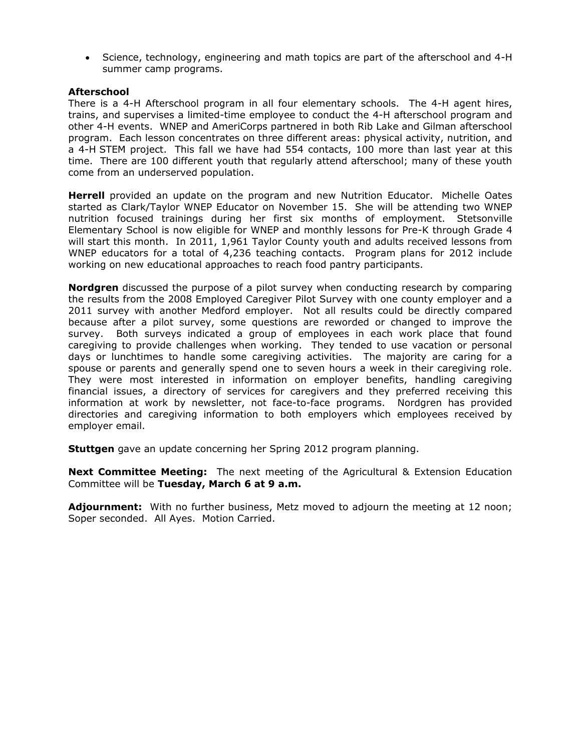- Science, technology, engineering and math topics are part of the afterschool and 4-H summer camp programs.

**Afterschool**
There is a 4-H Afterschool program in all four elementary schools. The 4-H agent hires, trains, and supervises a limited-time employee to conduct the 4-H afterschool program and other 4-H events. WNEP and AmeriCorps partnered in both Rib Lake and Gilman afterschool program. Each lesson concentrates on three different areas: physical activity, nutrition, and a 4-H STEM project. This fall we have had 554 contacts, 100 more than last year at this time. There are 100 different youth that regularly attend afterschool; many of these youth come from an underserved population.

**Herrell** provided an update on the program and new Nutrition Educator. Michelle Oates started as Clark/Taylor WNEP Educator on November 15. She will be attending two WNEP nutrition focused trainings during her first six months of employment. Stetsonville Elementary School is now eligible for WNEP and monthly lessons for Pre-K through Grade 4 will start this month. In 2011, 1,961 Taylor County youth and adults received lessons from WNEP educators for a total of 4,236 teaching contacts. Program plans for 2012 include working on new educational approaches to reach food pantry participants.

**Nordgren** discussed the purpose of a pilot survey when conducting research by comparing the results from the 2008 Employed Caregiver Pilot Survey with one county employer and a 2011 survey with another Medford employer. Not all results could be directly compared because after a pilot survey, some questions are reworded or changed to improve the survey. Both surveys indicated a group of employees in each work place that found caregiving to provide challenges when working. They tended to use vacation or personal days or lunchtimes to handle some caregiving activities. The majority are caring for a spouse or parents and generally spend one to seven hours a week in their caregiving role. They were most interested in information on employer benefits, handling caregiving financial issues, a directory of services for caregivers and they preferred receiving this information at work by newsletter, not face-to-face programs. Nordgren has provided directories and caregiving information to both employers which employees received by employer email.

**Stuttgen** gave an update concerning her Spring 2012 program planning.

**Next Committee Meeting:** The next meeting of the Agricultural & Extension Education Committee will be **Tuesday, March 6 at 9 a.m.**

**Adjournment:** With no further business, Metz moved to adjourn the meeting at 12 noon; Soper seconded. All Ayes. Motion Carried.